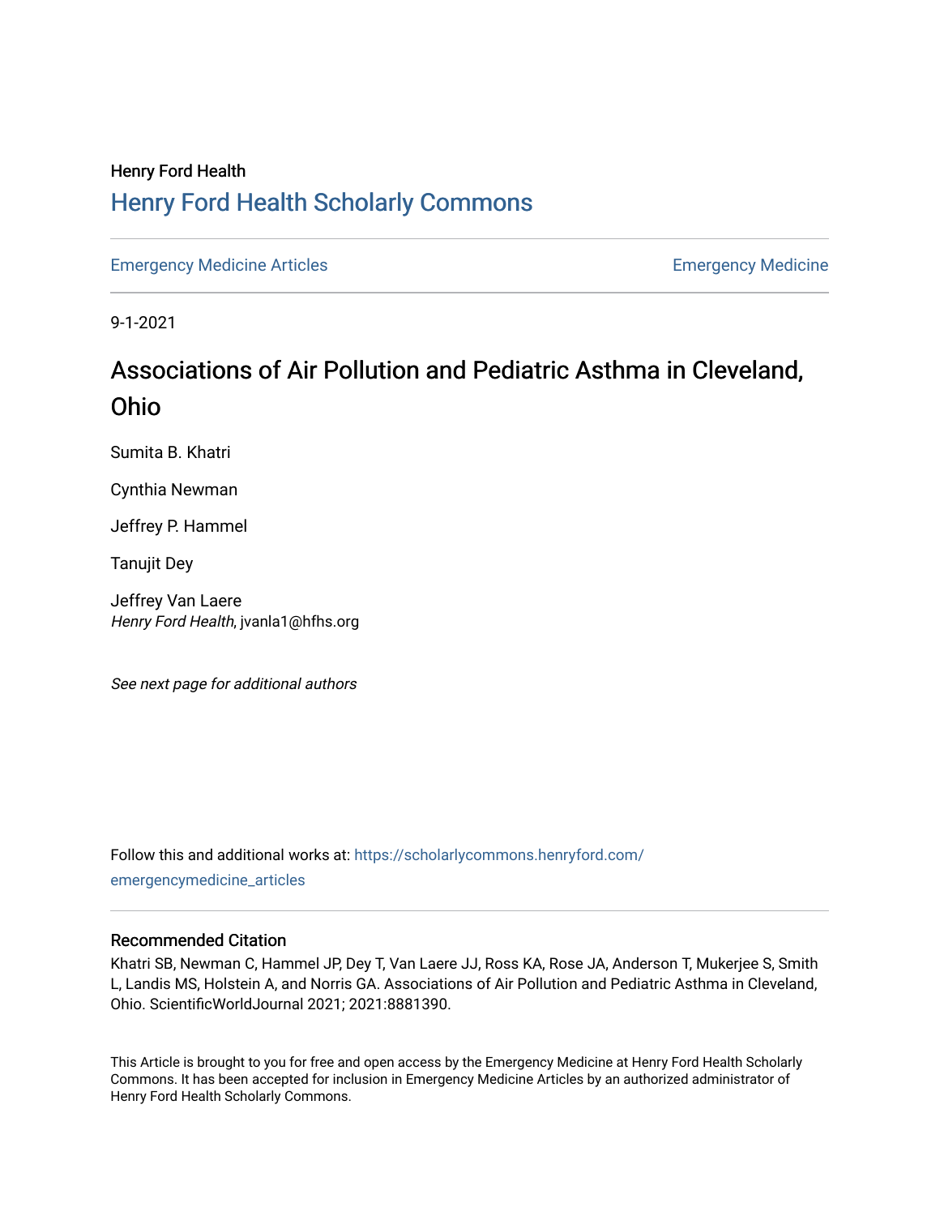Henry Ford Health

# Henry Ford Health Scholarly Commons

Emergency Medicine Articles | Emergency Medicine

9-1-2021

## Associations of Air Pollution and Pediatric Asthma in Cleveland, Ohio

Sumita B. Khatri

Cynthia Newman

Jeffrey P. Hammel

Tanujit Dey

Jeffrey Van Laere
*Henry Ford Health*, jvanla1@hfhs.org

*See next page for additional authors*

Follow this and additional works at: https://scholarlycommons.henryford.com/emergencymedicine_articles

### Recommended Citation

Khatri SB, Newman C, Hammel JP, Dey T, Van Laere JJ, Ross KA, Rose JA, Anderson T, Mukerjee S, Smith L, Landis MS, Holstein A, and Norris GA. Associations of Air Pollution and Pediatric Asthma in Cleveland, Ohio. ScientificWorldJournal 2021; 2021:8881390.

This Article is brought to you for free and open access by the Emergency Medicine at Henry Ford Health Scholarly Commons. It has been accepted for inclusion in Emergency Medicine Articles by an authorized administrator of Henry Ford Health Scholarly Commons.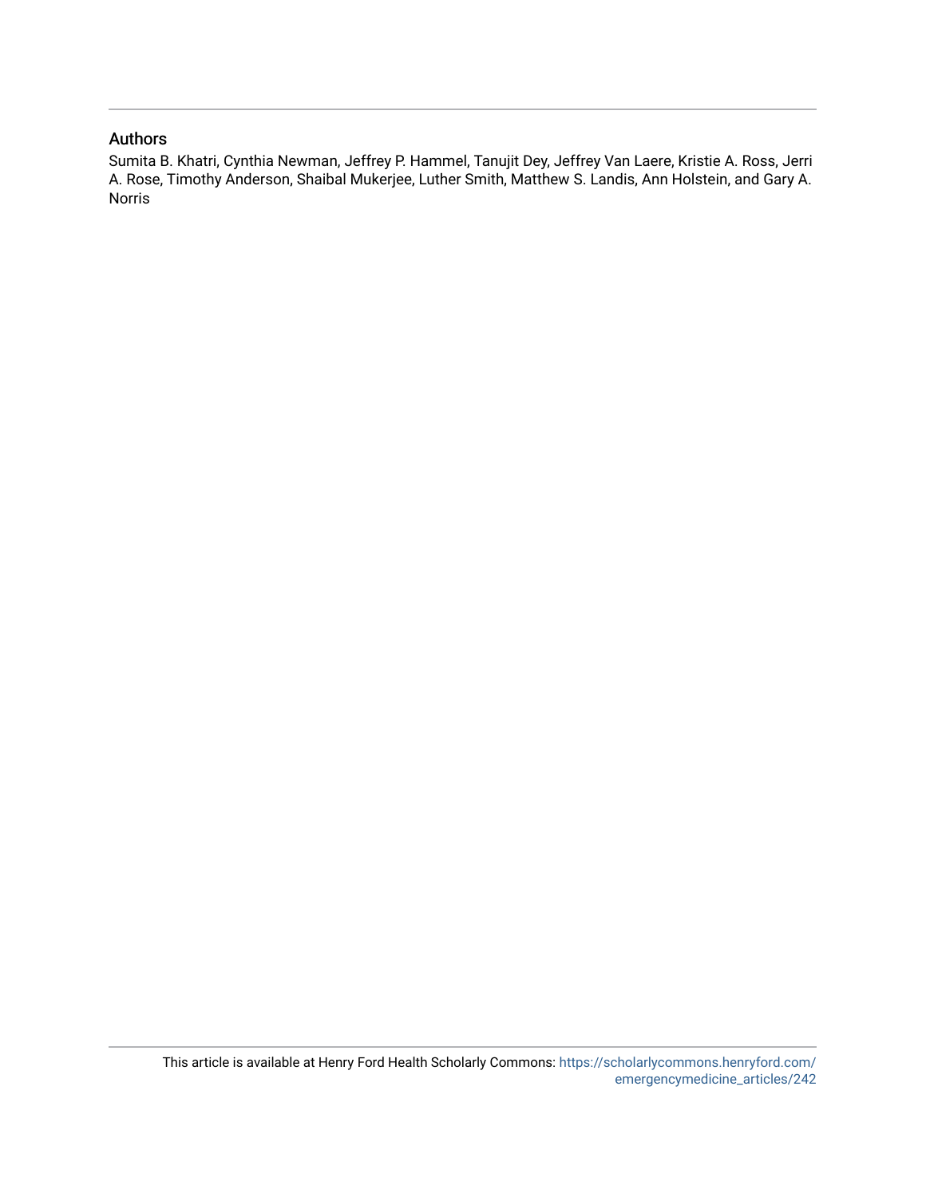## Authors

Sumita B. Khatri, Cynthia Newman, Jeffrey P. Hammel, Tanujit Dey, Jeffrey Van Laere, Kristie A. Ross, Jerri A. Rose, Timothy Anderson, Shaibal Mukerjee, Luther Smith, Matthew S. Landis, Ann Holstein, and Gary A. Norris

This article is available at Henry Ford Health Scholarly Commons: https://scholarlycommons.henryford.com/emergencymedicine_articles/242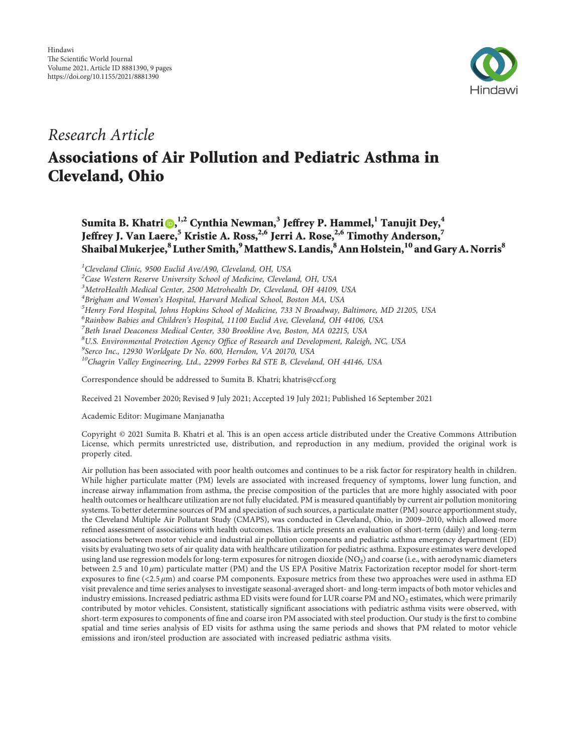*Research Article*

# Associations of Air Pollution and Pediatric Asthma in Cleveland, Ohio

**Sumita B. Khatri,[1,2] Cynthia Newman,[3] Jeffrey P. Hammel,[1] Tanujit Dey,[4] Jeffrey J. Van Laere,[5] Kristie A. Ross,[2,6] Jerri A. Rose,[2,6] Timothy Anderson,[7] Shaibal Mukerjee,[8] Luther Smith,[9] Matthew S. Landis,[8] Ann Holstein,[10] and Gary A. Norris[8]**

[1]Cleveland Clinic, 9500 Euclid Ave/A90, Cleveland, OH, USA
[2]Case Western Reserve University School of Medicine, Cleveland, OH, USA
[3]MetroHealth Medical Center, 2500 Metrohealth Dr, Cleveland, OH 44109, USA
[4]Brigham and Women's Hospital, Harvard Medical School, Boston MA, USA
[5]Henry Ford Hospital, Johns Hopkins School of Medicine, 733 N Broadway, Baltimore, MD 21205, USA
[6]Rainbow Babies and Children's Hospital, 11100 Euclid Ave, Cleveland, OH 44106, USA
[7]Beth Israel Deaconess Medical Center, 330 Brookline Ave, Boston, MA 02215, USA
[8]U.S. Environmental Protection Agency Office of Research and Development, Raleigh, NC, USA
[9]Serco Inc., 12930 Worldgate Dr No. 600, Herndon, VA 20170, USA
[10]Chagrin Valley Engineering, Ltd., 22999 Forbes Rd STE B, Cleveland, OH 44146, USA

Correspondence should be addressed to Sumita B. Khatri; khatris@ccf.org

Received 21 November 2020; Revised 9 July 2021; Accepted 19 July 2021; Published 16 September 2021

Academic Editor: Mugimane Manjanatha

Copyright © 2021 Sumita B. Khatri et al. This is an open access article distributed under the Creative Commons Attribution License, which permits unrestricted use, distribution, and reproduction in any medium, provided the original work is properly cited.

Air pollution has been associated with poor health outcomes and continues to be a risk factor for respiratory health in children. While higher particulate matter (PM) levels are associated with increased frequency of symptoms, lower lung function, and increase airway inflammation from asthma, the precise composition of the particles that are more highly associated with poor health outcomes or healthcare utilization are not fully elucidated. PM is measured quantifiably by current air pollution monitoring systems. To better determine sources of PM and speciation of such sources, a particulate matter (PM) source apportionment study, the Cleveland Multiple Air Pollutant Study (CMAPS), was conducted in Cleveland, Ohio, in 2009–2010, which allowed more refined assessment of associations with health outcomes. This article presents an evaluation of short-term (daily) and long-term associations between motor vehicle and industrial air pollution components and pediatric asthma emergency department (ED) visits by evaluating two sets of air quality data with healthcare utilization for pediatric asthma. Exposure estimates were developed using land use regression models for long-term exposures for nitrogen dioxide ($NO_2$) and coarse (i.e., with aerodynamic diameters between 2.5 and 10 $\mu$m) particulate matter (PM) and the US EPA Positive Matrix Factorization receptor model for short-term exposures to fine (<2.5 $\mu$m) and coarse PM components. Exposure metrics from these two approaches were used in asthma ED visit prevalence and time series analyses to investigate seasonal-averaged short- and long-term impacts of both motor vehicles and industry emissions. Increased pediatric asthma ED visits were found for LUR coarse PM and $NO_2$ estimates, which were primarily contributed by motor vehicles. Consistent, statistically significant associations with pediatric asthma visits were observed, with short-term exposures to components of fine and coarse iron PM associated with steel production. Our study is the first to combine spatial and time series analysis of ED visits for asthma using the same periods and shows that PM related to motor vehicle emissions and iron/steel production are associated with increased pediatric asthma visits.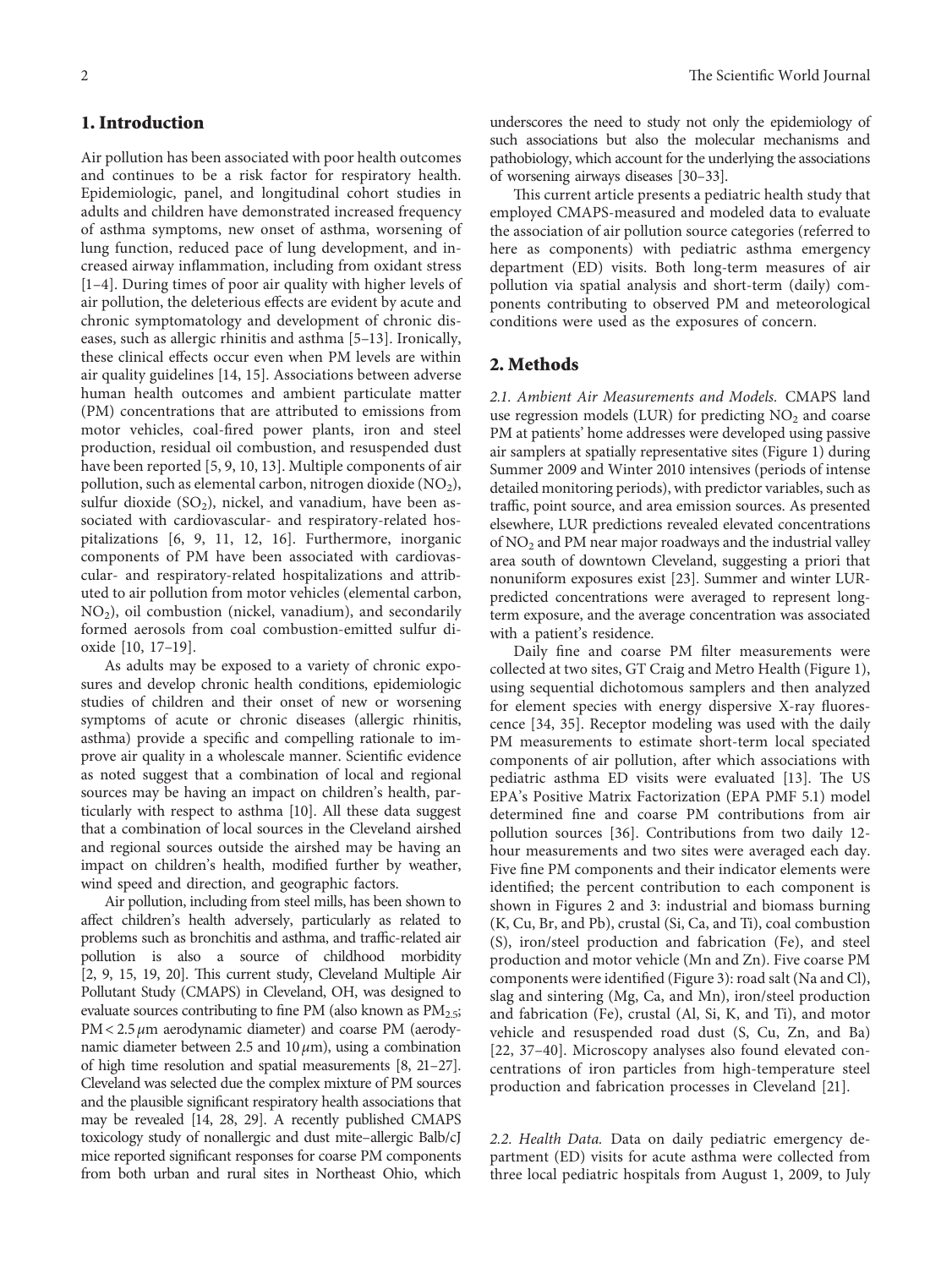## 1. Introduction

Air pollution has been associated with poor health outcomes and continues to be a risk factor for respiratory health. Epidemiologic, panel, and longitudinal cohort studies in adults and children have demonstrated increased frequency of asthma symptoms, new onset of asthma, worsening of lung function, reduced pace of lung development, and increased airway inflammation, including from oxidant stress [1–4]. During times of poor air quality with higher levels of air pollution, the deleterious effects are evident by acute and chronic symptomatology and development of chronic diseases, such as allergic rhinitis and asthma [5–13]. Ironically, these clinical effects occur even when PM levels are within air quality guidelines [14, 15]. Associations between adverse human health outcomes and ambient particulate matter (PM) concentrations that are attributed to emissions from motor vehicles, coal-fired power plants, iron and steel production, residual oil combustion, and resuspended dust have been reported [5, 9, 10, 13]. Multiple components of air pollution, such as elemental carbon, nitrogen dioxide ($NO_2$), sulfur dioxide ($SO_2$), nickel, and vanadium, have been associated with cardiovascular- and respiratory-related hospitalizations [6, 9, 11, 12, 16]. Furthermore, inorganic components of PM have been associated with cardiovascular- and respiratory-related hospitalizations and attributed to air pollution from motor vehicles (elemental carbon, $NO_2$), oil combustion (nickel, vanadium), and secondarily formed aerosols from coal combustion-emitted sulfur dioxide [10, 17–19].

As adults may be exposed to a variety of chronic exposures and develop chronic health conditions, epidemiologic studies of children and their onset of new or worsening symptoms of acute or chronic diseases (allergic rhinitis, asthma) provide a specific and compelling rationale to improve air quality in a wholescale manner. Scientific evidence as noted suggest that a combination of local and regional sources may be having an impact on children's health, particularly with respect to asthma [10]. All these data suggest that a combination of local sources in the Cleveland airshed and regional sources outside the airshed may be having an impact on children's health, modified further by weather, wind speed and direction, and geographic factors.

Air pollution, including from steel mills, has been shown to affect children's health adversely, particularly as related to problems such as bronchitis and asthma, and traffic-related air pollution is also a source of childhood morbidity [2, 9, 15, 19, 20]. This current study, Cleveland Multiple Air Pollutant Study (CMAPS) in Cleveland, OH, was designed to evaluate sources contributing to fine PM (also known as $PM_{2.5}$; $PM < 2.5\,\mu m$ aerodynamic diameter) and coarse PM (aerodynamic diameter between 2.5 and $10\,\mu m$), using a combination of high time resolution and spatial measurements [8, 21–27]. Cleveland was selected due the complex mixture of PM sources and the plausible significant respiratory health associations that may be revealed [14, 28, 29]. A recently published CMAPS toxicology study of nonallergic and dust mite–allergic Balb/cJ mice reported significant responses for coarse PM components from both urban and rural sites in Northeast Ohio, which underscores the need to study not only the epidemiology of such associations but also the molecular mechanisms and pathobiology, which account for the underlying the associations of worsening airways diseases [30–33].

This current article presents a pediatric health study that employed CMAPS-measured and modeled data to evaluate the association of air pollution source categories (referred to here as components) with pediatric asthma emergency department (ED) visits. Both long-term measures of air pollution via spatial analysis and short-term (daily) components contributing to observed PM and meteorological conditions were used as the exposures of concern.

## 2. Methods

*2.1. Ambient Air Measurements and Models.* CMAPS land use regression models (LUR) for predicting $NO_2$ and coarse PM at patients' home addresses were developed using passive air samplers at spatially representative sites (Figure 1) during Summer 2009 and Winter 2010 intensives (periods of intense detailed monitoring periods), with predictor variables, such as traffic, point source, and area emission sources. As presented elsewhere, LUR predictions revealed elevated concentrations of $NO_2$ and PM near major roadways and the industrial valley area south of downtown Cleveland, suggesting a priori that nonuniform exposures exist [23]. Summer and winter LUR-predicted concentrations were averaged to represent long-term exposure, and the average concentration was associated with a patient's residence.

Daily fine and coarse PM filter measurements were collected at two sites, GT Craig and Metro Health (Figure 1), using sequential dichotomous samplers and then analyzed for element species with energy dispersive X-ray fluorescence [34, 35]. Receptor modeling was used with the daily PM measurements to estimate short-term local speciated components of air pollution, after which associations with pediatric asthma ED visits were evaluated [13]. The US EPA's Positive Matrix Factorization (EPA PMF 5.1) model determined fine and coarse PM contributions from air pollution sources [36]. Contributions from two daily 12-hour measurements and two sites were averaged each day. Five fine PM components and their indicator elements were identified; the percent contribution to each component is shown in Figures 2 and 3: industrial and biomass burning (K, Cu, Br, and Pb), crustal (Si, Ca, and Ti), coal combustion (S), iron/steel production and fabrication (Fe), and steel production and motor vehicle (Mn and Zn). Five coarse PM components were identified (Figure 3): road salt (Na and Cl), slag and sintering (Mg, Ca, and Mn), iron/steel production and fabrication (Fe), crustal (Al, Si, K, and Ti), and motor vehicle and resuspended road dust (S, Cu, Zn, and Ba) [22, 37–40]. Microscopy analyses also found elevated concentrations of iron particles from high-temperature steel production and fabrication processes in Cleveland [21].

*2.2. Health Data.* Data on daily pediatric emergency department (ED) visits for acute asthma were collected from three local pediatric hospitals from August 1, 2009, to July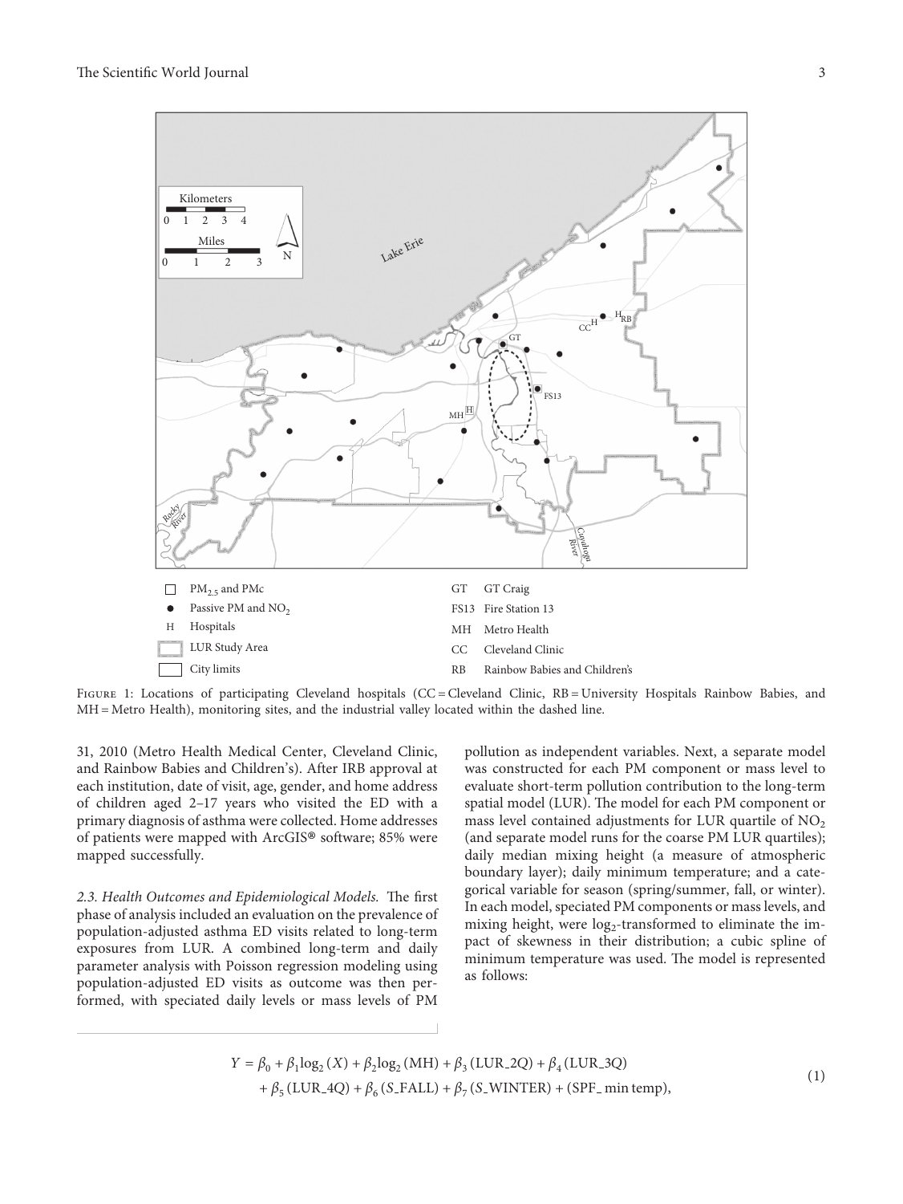Figure 1: Locations of participating Cleveland hospitals (CC = Cleveland Clinic, RB = University Hospitals Rainbow Babies, and MH = Metro Health), monitoring sites, and the industrial valley located within the dashed line.

31, 2010 (Metro Health Medical Center, Cleveland Clinic, and Rainbow Babies and Children's). After IRB approval at each institution, date of visit, age, gender, and home address of children aged 2–17 years who visited the ED with a primary diagnosis of asthma were collected. Home addresses of patients were mapped with ArcGIS® software; 85% were mapped successfully.

*2.3. Health Outcomes and Epidemiological Models.* The first phase of analysis included an evaluation on the prevalence of population-adjusted asthma ED visits related to long-term exposures from LUR. A combined long-term and daily parameter analysis with Poisson regression modeling using population-adjusted ED visits as outcome was then performed, with speciated daily levels or mass levels of PM pollution as independent variables. Next, a separate model was constructed for each PM component or mass level to evaluate short-term pollution contribution to the long-term spatial model (LUR). The model for each PM component or mass level contained adjustments for LUR quartile of $NO_2$ (and separate model runs for the coarse PM LUR quartiles); daily median mixing height (a measure of atmospheric boundary layer); daily minimum temperature; and a categorical variable for season (spring/summer, fall, or winter). In each model, speciated PM components or mass levels, and mixing height, were $\log_2$-transformed to eliminate the impact of skewness in their distribution; a cubic spline of minimum temperature was used. The model is represented as follows:

$$Y = \beta_0 + \beta_1 \log_2 (X) + \beta_2 \log_2 (\text{MH}) + \beta_3 (\text{LUR\_2Q}) + \beta_4 (\text{LUR\_3Q}) + \beta_5 (\text{LUR\_4Q}) + \beta_6 (\text{S\_FALL}) + \beta_7 (\text{S\_WINTER}) + (\text{SPF\_ min temp}), \quad (1)$$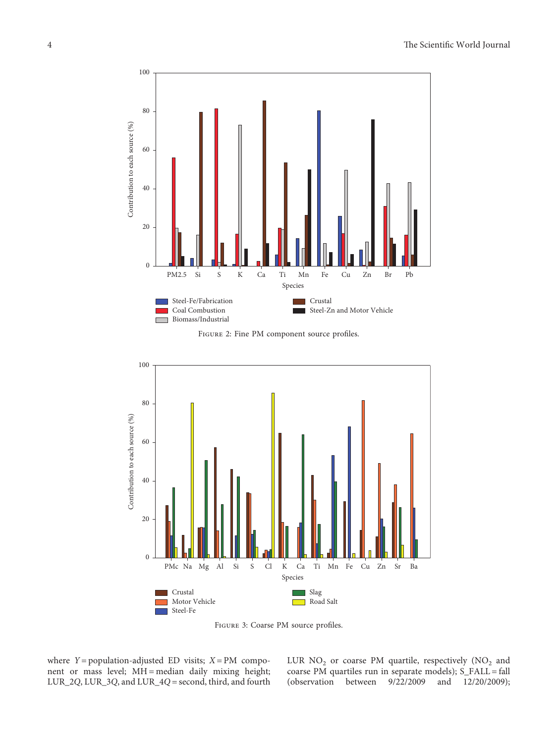Figure 2: Fine PM component source profiles.

Figure 3: Coarse PM source profiles.

where $Y$ = population-adjusted ED visits; $X$ = PM component or mass level; MH = median daily mixing height; LUR_2Q, LUR_3Q, and LUR_4Q = second, third, and fourth LUR $NO_2$ or coarse PM quartile, respectively ($NO_2$ and coarse PM quartiles run in separate models); S_FALL = fall (observation between 9/22/2009 and 12/20/2009);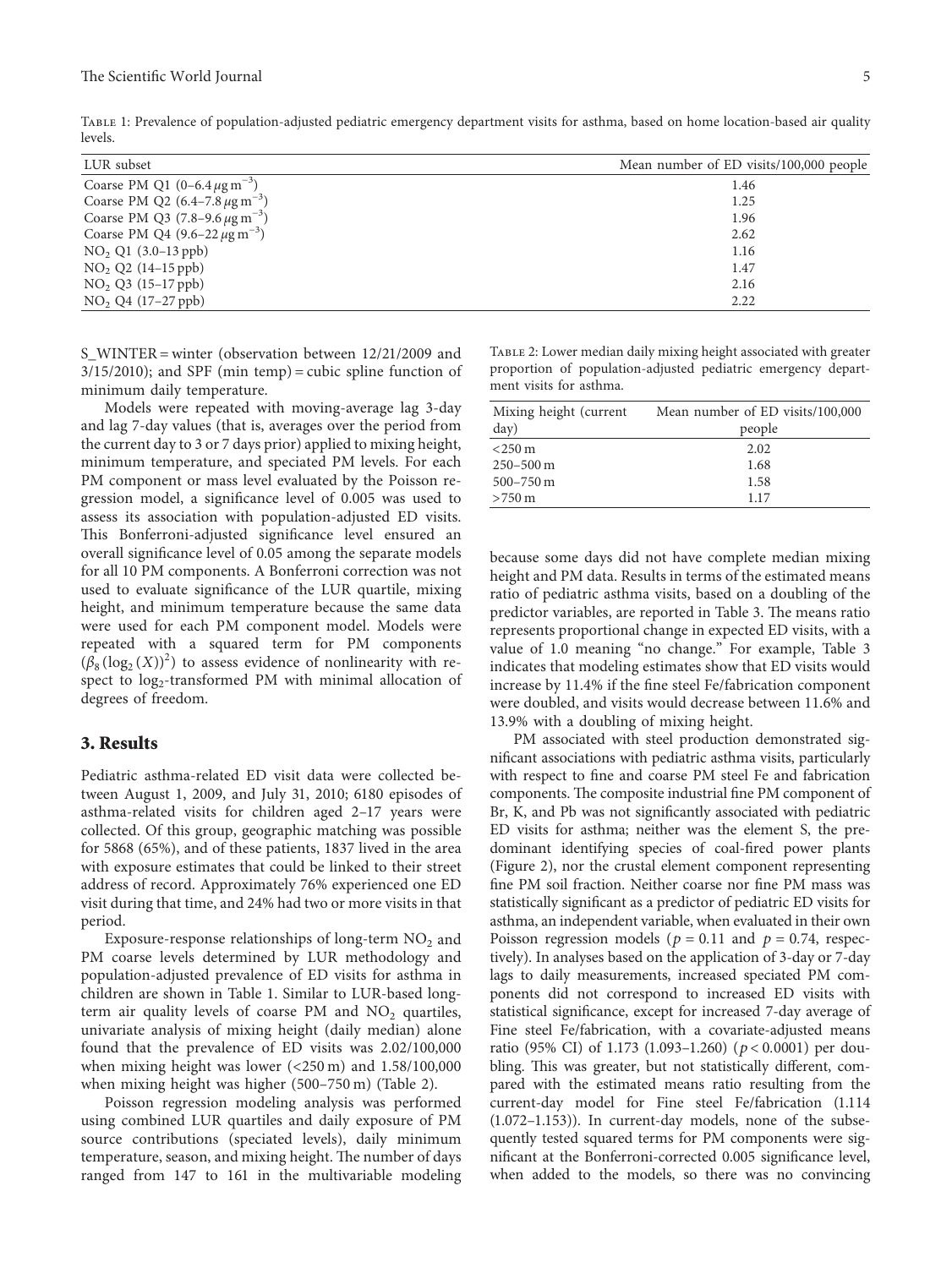Table 1: Prevalence of population-adjusted pediatric emergency department visits for asthma, based on home location-based air quality levels.

| LUR subset | Mean number of ED visits/100,000 people |
|---|---|
| Coarse PM Q1 (0–6.4 $\mu g\,m^{-3}$) | 1.46 |
| Coarse PM Q2 (6.4–7.8 $\mu g\,m^{-3}$) | 1.25 |
| Coarse PM Q3 (7.8–9.6 $\mu g\,m^{-3}$) | 1.96 |
| Coarse PM Q4 (9.6–22 $\mu g\,m^{-3}$) | 2.62 |
| $NO_2$ Q1 (3.0–13 ppb) | 1.16 |
| $NO_2$ Q2 (14–15 ppb) | 1.47 |
| $NO_2$ Q3 (15–17 ppb) | 2.16 |
| $NO_2$ Q4 (17–27 ppb) | 2.22 |

S_WINTER = winter (observation between 12/21/2009 and 3/15/2010); and SPF (min temp) = cubic spline function of minimum daily temperature.

Models were repeated with moving-average lag 3-day and lag 7-day values (that is, averages over the period from the current day to 3 or 7 days prior) applied to mixing height, minimum temperature, and speciated PM levels. For each PM component or mass level evaluated by the Poisson regression model, a significance level of 0.005 was used to assess its association with population-adjusted ED visits. This Bonferroni-adjusted significance level ensured an overall significance level of 0.05 among the separate models for all 10 PM components. A Bonferroni correction was not used to evaluate significance of the LUR quartile, mixing height, and minimum temperature because the same data were used for each PM component model. Models were repeated with a squared term for PM components $(\beta_8 (\log_2 (X))^2)$ to assess evidence of nonlinearity with respect to $\log_2$-transformed PM with minimal allocation of degrees of freedom.

## 3. Results

Pediatric asthma-related ED visit data were collected between August 1, 2009, and July 31, 2010; 6180 episodes of asthma-related visits for children aged 2–17 years were collected. Of this group, geographic matching was possible for 5868 (65%), and of these patients, 1837 lived in the area with exposure estimates that could be linked to their street address of record. Approximately 76% experienced one ED visit during that time, and 24% had two or more visits in that period.

Exposure-response relationships of long-term $NO_2$ and PM coarse levels determined by LUR methodology and population-adjusted prevalence of ED visits for asthma in children are shown in Table 1. Similar to LUR-based long-term air quality levels of coarse PM and $NO_2$ quartiles, univariate analysis of mixing height (daily median) alone found that the prevalence of ED visits was 2.02/100,000 when mixing height was lower (<250 m) and 1.58/100,000 when mixing height was higher (500–750 m) (Table 2).

Poisson regression modeling analysis was performed using combined LUR quartiles and daily exposure of PM source contributions (speciated levels), daily minimum temperature, season, and mixing height. The number of days ranged from 147 to 161 in the multivariable modeling

Table 2: Lower median daily mixing height associated with greater proportion of population-adjusted pediatric emergency department visits for asthma.

| Mixing height (current day) | Mean number of ED visits/100,000 people |
|---|---|
| <250 m | 2.02 |
| 250–500 m | 1.68 |
| 500–750 m | 1.58 |
| >750 m | 1.17 |

because some days did not have complete median mixing height and PM data. Results in terms of the estimated means ratio of pediatric asthma visits, based on a doubling of the predictor variables, are reported in Table 3. The means ratio represents proportional change in expected ED visits, with a value of 1.0 meaning "no change." For example, Table 3 indicates that modeling estimates show that ED visits would increase by 11.4% if the fine steel Fe/fabrication component were doubled, and visits would decrease between 11.6% and 13.9% with a doubling of mixing height.

PM associated with steel production demonstrated significant associations with pediatric asthma visits, particularly with respect to fine and coarse PM steel Fe and fabrication components. The composite industrial fine PM component of Br, K, and Pb was not significantly associated with pediatric ED visits for asthma; neither was the element S, the predominant identifying species of coal-fired power plants (Figure 2), nor the crustal element component representing fine PM soil fraction. Neither coarse nor fine PM mass was statistically significant as a predictor of pediatric ED visits for asthma, an independent variable, when evaluated in their own Poisson regression models ($p = 0.11$ and $p = 0.74$, respectively). In analyses based on the application of 3-day or 7-day lags to daily measurements, increased speciated PM components did not correspond to increased ED visits with statistical significance, except for increased 7-day average of Fine steel Fe/fabrication, with a covariate-adjusted means ratio (95% CI) of 1.173 (1.093–1.260) ($p < 0.0001$) per doubling. This was greater, but not statistically different, compared with the estimated means ratio resulting from the current-day model for Fine steel Fe/fabrication (1.114 (1.072–1.153)). In current-day models, none of the subsequently tested squared terms for PM components were significant at the Bonferroni-corrected 0.005 significance level, when added to the models, so there was no convincing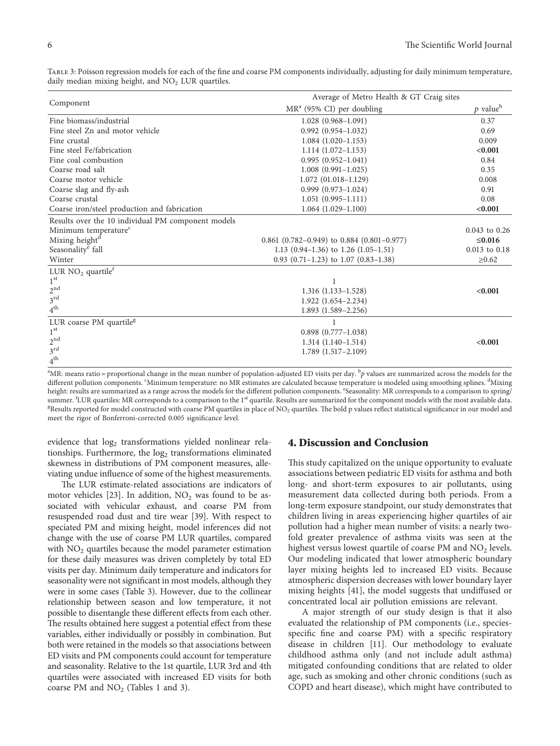Table 3: Poisson regression models for each of the fine and coarse PM components individually, adjusting for daily minimum temperature, daily median mixing height, and $NO_2$ LUR quartiles.

| Component | Average of Metro Health & GT Craig sites | |
|---|---|---|
| | MR[a] (95% CI) per doubling | $p$ value[b] |
| Fine biomass/industrial | 1.028 (0.968–1.091) | 0.37 |
| Fine steel Zn and motor vehicle | 0.992 (0.954–1.032) | 0.69 |
| Fine crustal | 1.084 (1.020–1.153) | 0.009 |
| Fine steel Fe/fabrication | 1.114 (1.072–1.153) | **<0.001** |
| Fine coal combustion | 0.995 (0.952–1.041) | 0.84 |
| Coarse road salt | 1.008 (0.991–1.025) | 0.35 |
| Coarse motor vehicle | 1.072 (01.018–1.129) | 0.008 |
| Coarse slag and fly-ash | 0.999 (0.973–1.024) | 0.91 |
| Coarse crustal | 1.051 (0.995–1.111) | 0.08 |
| Coarse iron/steel production and fabrication | 1.064 (1.029–1.100) | **<0.001** |
| Results over the 10 individual PM component models | | |
| Minimum temperature[c] | | 0.043 to 0.26 |
| Mixing height[d] | 0.861 (0.782–0.949) to 0.884 (0.801–0.977) | **≤0.016** |
| Seasonality[e] fall | 1.13 (0.94–1.36) to 1.26 (1.05–1.51) | 0.013 to 0.18 |
| Winter | 0.93 (0.71–1.23) to 1.07 (0.83–1.38) | ≥0.62 |
| LUR $NO_2$ quartile[f] | | |
| 1[st] | 1 | |
| 2[nd] | 1.316 (1.133–1.528) | **<0.001** |
| 3[rd] | 1.922 (1.654–2.234) | |
| 4[th] | 1.893 (1.589–2.256) | |
| LUR coarse PM quartile[g] | 1 | |
| 1[st] | 0.898 (0.777–1.038) | |
| 2[nd] | 1.314 (1.140–1.514) | **<0.001** |
| 3[rd] | 1.789 (1.517–2.109) | |
| 4[th] | | |

[a]MR: means ratio = proportional change in the mean number of population-adjusted ED visits per day. [b]$p$ values are summarized across the models for the different pollution components. [c]Minimum temperature: no MR estimates are calculated because temperature is modeled using smoothing splines. [d]Mixing height: results are summarized as a range across the models for the different pollution components. [e]Seasonality: MR corresponds to a comparison to spring/summer. [f]LUR quartiles: MR corresponds to a comparison to the 1[st] quartile. Results are summarized for the component models with the most available data. [g]Results reported for model constructed with coarse PM quartiles in place of $NO_2$ quartiles. The bold p values reflect statistical significance in our model and meet the rigor of Bonferroni-corrected 0.005 significance level.

evidence that $\log_2$ transformations yielded nonlinear relationships. Furthermore, the $\log_2$ transformations eliminated skewness in distributions of PM component measures, alleviating undue influence of some of the highest measurements.

The LUR estimate-related associations are indicators of motor vehicles [23]. In addition, $NO_2$ was found to be associated with vehicular exhaust, and coarse PM from resuspended road dust and tire wear [39]. With respect to speciated PM and mixing height, model inferences did not change with the use of coarse PM LUR quartiles, compared with $NO_2$ quartiles because the model parameter estimation for these daily measures was driven completely by total ED visits per day. Minimum daily temperature and indicators for seasonality were not significant in most models, although they were in some cases (Table 3). However, due to the collinear relationship between season and low temperature, it not possible to disentangle these different effects from each other. The results obtained here suggest a potential effect from these variables, either individually or possibly in combination. But both were retained in the models so that associations between ED visits and PM components could account for temperature and seasonality. Relative to the 1st quartile, LUR 3rd and 4th quartiles were associated with increased ED visits for both coarse PM and $NO_2$ (Tables 1 and 3).

## 4. Discussion and Conclusion

This study capitalized on the unique opportunity to evaluate associations between pediatric ED visits for asthma and both long- and short-term exposures to air pollutants, using measurement data collected during both periods. From a long-term exposure standpoint, our study demonstrates that children living in areas experiencing higher quartiles of air pollution had a higher mean number of visits: a nearly two-fold greater prevalence of asthma visits was seen at the highest versus lowest quartile of coarse PM and $NO_2$ levels. Our modeling indicated that lower atmospheric boundary layer mixing heights led to increased ED visits. Because atmospheric dispersion decreases with lower boundary layer mixing heights [41], the model suggests that undiffused or concentrated local air pollution emissions are relevant.

A major strength of our study design is that it also evaluated the relationship of PM components (i.e., species-specific fine and coarse PM) with a specific respiratory disease in children [11]. Our methodology to evaluate childhood asthma only (and not include adult asthma) mitigated confounding conditions that are related to older age, such as smoking and other chronic conditions (such as COPD and heart disease), which might have contributed to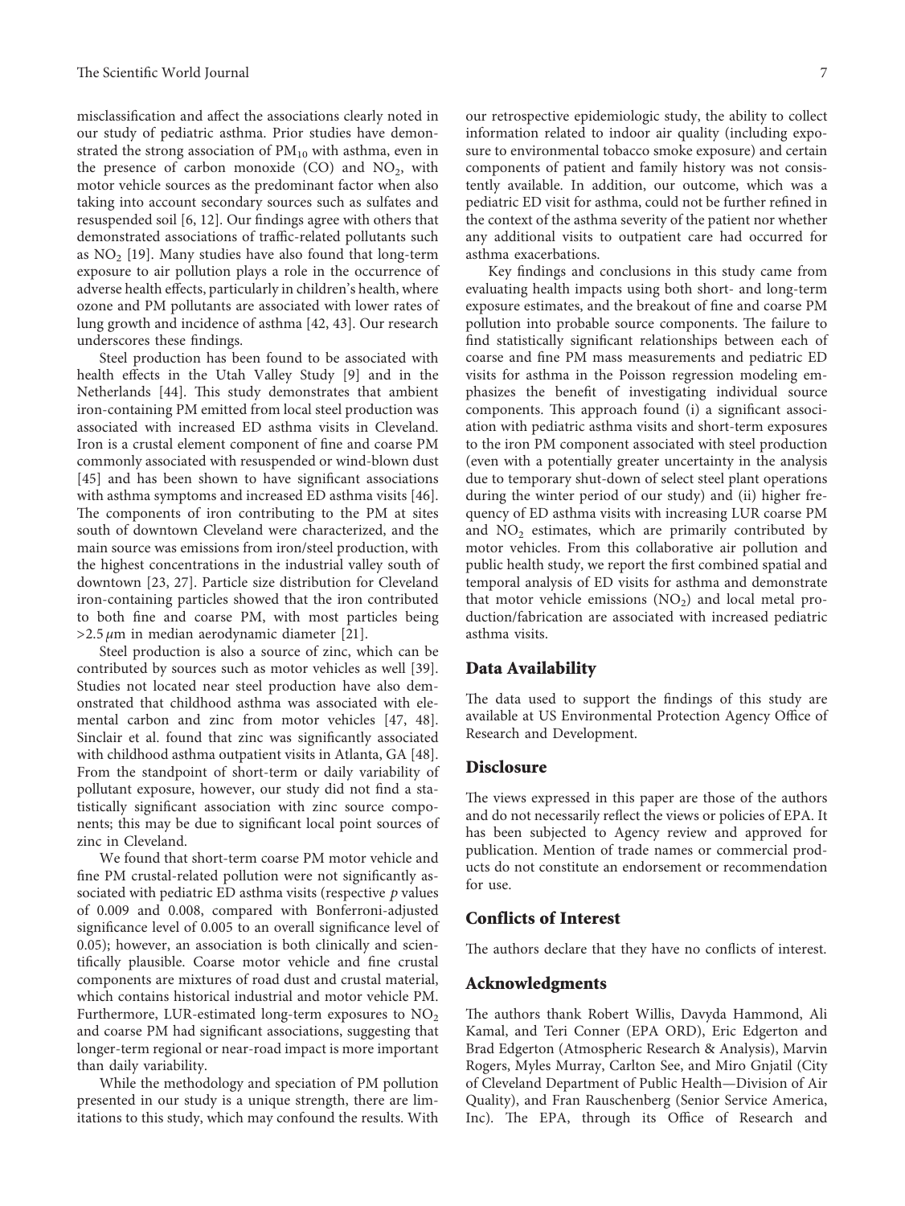misclassification and affect the associations clearly noted in our study of pediatric asthma. Prior studies have demonstrated the strong association of $PM_{10}$ with asthma, even in the presence of carbon monoxide (CO) and $NO_2$, with motor vehicle sources as the predominant factor when also taking into account secondary sources such as sulfates and resuspended soil [6, 12]. Our findings agree with others that demonstrated associations of traffic-related pollutants such as $NO_2$ [19]. Many studies have also found that long-term exposure to air pollution plays a role in the occurrence of adverse health effects, particularly in children's health, where ozone and PM pollutants are associated with lower rates of lung growth and incidence of asthma [42, 43]. Our research underscores these findings.

Steel production has been found to be associated with health effects in the Utah Valley Study [9] and in the Netherlands [44]. This study demonstrates that ambient iron-containing PM emitted from local steel production was associated with increased ED asthma visits in Cleveland. Iron is a crustal element component of fine and coarse PM commonly associated with resuspended or wind-blown dust [45] and has been shown to have significant associations with asthma symptoms and increased ED asthma visits [46]. The components of iron contributing to the PM at sites south of downtown Cleveland were characterized, and the main source was emissions from iron/steel production, with the highest concentrations in the industrial valley south of downtown [23, 27]. Particle size distribution for Cleveland iron-containing particles showed that the iron contributed to both fine and coarse PM, with most particles being $>2.5\,\mu$m in median aerodynamic diameter [21].

Steel production is also a source of zinc, which can be contributed by sources such as motor vehicles as well [39]. Studies not located near steel production have also demonstrated that childhood asthma was associated with elemental carbon and zinc from motor vehicles [47, 48]. Sinclair et al. found that zinc was significantly associated with childhood asthma outpatient visits in Atlanta, GA [48]. From the standpoint of short-term or daily variability of pollutant exposure, however, our study did not find a statistically significant association with zinc source components; this may be due to significant local point sources of zinc in Cleveland.

We found that short-term coarse PM motor vehicle and fine PM crustal-related pollution were not significantly associated with pediatric ED asthma visits (respective $p$ values of 0.009 and 0.008, compared with Bonferroni-adjusted significance level of 0.005 to an overall significance level of 0.05); however, an association is both clinically and scientifically plausible. Coarse motor vehicle and fine crustal components are mixtures of road dust and crustal material, which contains historical industrial and motor vehicle PM. Furthermore, LUR-estimated long-term exposures to $NO_2$ and coarse PM had significant associations, suggesting that longer-term regional or near-road impact is more important than daily variability.

While the methodology and speciation of PM pollution presented in our study is a unique strength, there are limitations to this study, which may confound the results. With our retrospective epidemiologic study, the ability to collect information related to indoor air quality (including exposure to environmental tobacco smoke exposure) and certain components of patient and family history was not consistently available. In addition, our outcome, which was a pediatric ED visit for asthma, could not be further refined in the context of the asthma severity of the patient nor whether any additional visits to outpatient care had occurred for asthma exacerbations.

Key findings and conclusions in this study came from evaluating health impacts using both short- and long-term exposure estimates, and the breakout of fine and coarse PM pollution into probable source components. The failure to find statistically significant relationships between each of coarse and fine PM mass measurements and pediatric ED visits for asthma in the Poisson regression modeling emphasizes the benefit of investigating individual source components. This approach found (i) a significant association with pediatric asthma visits and short-term exposures to the iron PM component associated with steel production (even with a potentially greater uncertainty in the analysis due to temporary shut-down of select steel plant operations during the winter period of our study) and (ii) higher frequency of ED asthma visits with increasing LUR coarse PM and $NO_2$ estimates, which are primarily contributed by motor vehicles. From this collaborative air pollution and public health study, we report the first combined spatial and temporal analysis of ED visits for asthma and demonstrate that motor vehicle emissions ($NO_2$) and local metal production/fabrication are associated with increased pediatric asthma visits.

## Data Availability

The data used to support the findings of this study are available at US Environmental Protection Agency Office of Research and Development.

## Disclosure

The views expressed in this paper are those of the authors and do not necessarily reflect the views or policies of EPA. It has been subjected to Agency review and approved for publication. Mention of trade names or commercial products do not constitute an endorsement or recommendation for use.

## Conflicts of Interest

The authors declare that they have no conflicts of interest.

## Acknowledgments

The authors thank Robert Willis, Davyda Hammond, Ali Kamal, and Teri Conner (EPA ORD), Eric Edgerton and Brad Edgerton (Atmospheric Research & Analysis), Marvin Rogers, Myles Murray, Carlton See, and Miro Gnjatil (City of Cleveland Department of Public Health—Division of Air Quality), and Fran Rauschenberg (Senior Service America, Inc). The EPA, through its Office of Research and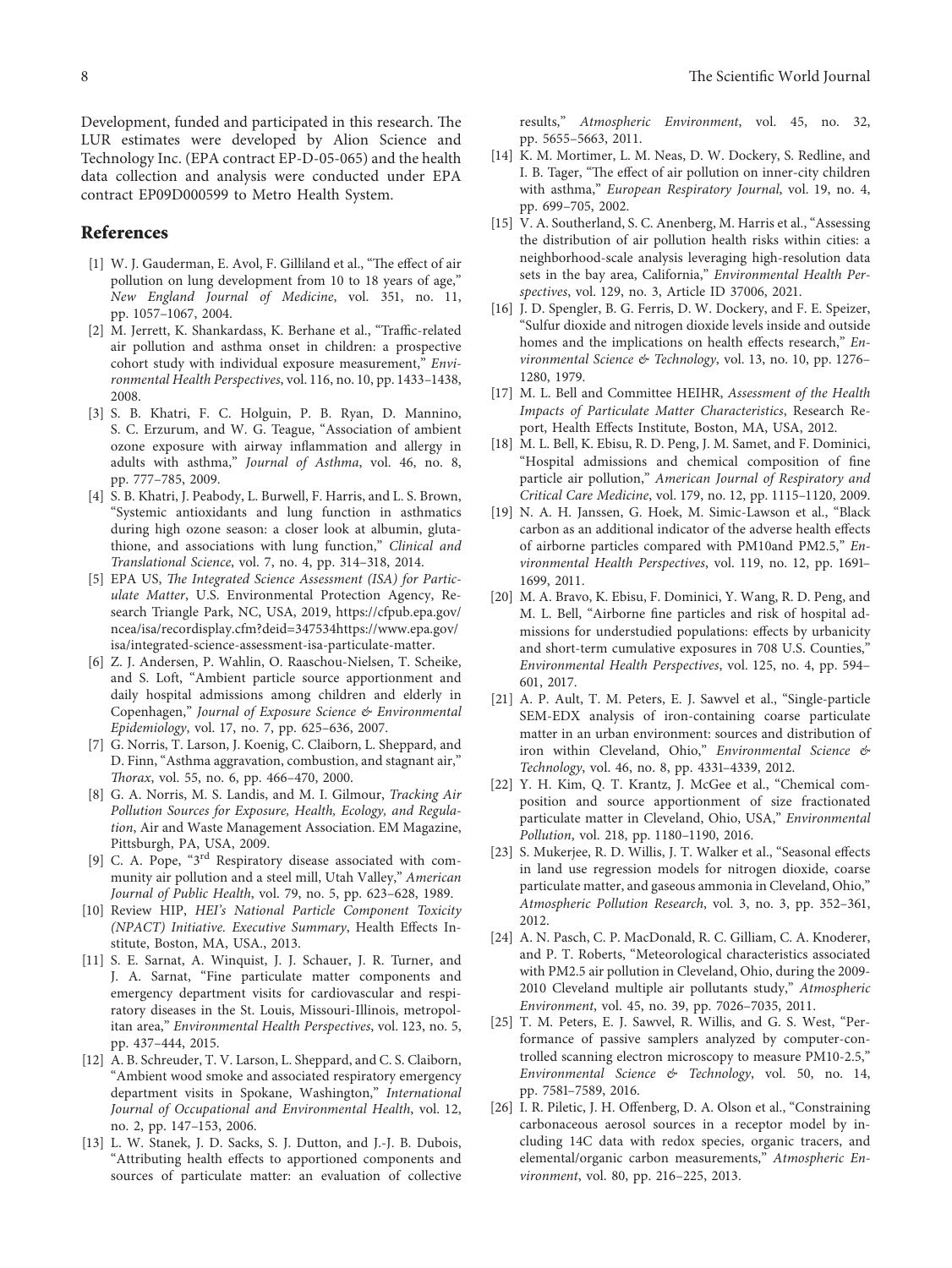Development, funded and participated in this research. The LUR estimates were developed by Alion Science and Technology Inc. (EPA contract EP-D-05-065) and the health data collection and analysis were conducted under EPA contract EP09D000599 to Metro Health System.

## References

[1] W. J. Gauderman, E. Avol, F. Gilliland et al., "The effect of air pollution on lung development from 10 to 18 years of age," *New England Journal of Medicine*, vol. 351, no. 11, pp. 1057–1067, 2004.

[2] M. Jerrett, K. Shankardass, K. Berhane et al., "Traffic-related air pollution and asthma onset in children: a prospective cohort study with individual exposure measurement," *Environmental Health Perspectives*, vol. 116, no. 10, pp. 1433–1438, 2008.

[3] S. B. Khatri, F. C. Holguin, P. B. Ryan, D. Mannino, S. C. Erzurum, and W. G. Teague, "Association of ambient ozone exposure with airway inflammation and allergy in adults with asthma," *Journal of Asthma*, vol. 46, no. 8, pp. 777–785, 2009.

[4] S. B. Khatri, J. Peabody, L. Burwell, F. Harris, and L. S. Brown, "Systemic antioxidants and lung function in asthmatics during high ozone season: a closer look at albumin, glutathione, and associations with lung function," *Clinical and Translational Science*, vol. 7, no. 4, pp. 314–318, 2014.

[5] EPA US, *The Integrated Science Assessment (ISA) for Particulate Matter*, U.S. Environmental Protection Agency, Research Triangle Park, NC, USA, 2019, https://cfpub.epa.gov/ncea/isa/recordisplay.cfm?deid=347534https://www.epa.gov/isa/integrated-science-assessment-isa-particulate-matter.

[6] Z. J. Andersen, P. Wahlin, O. Raaschou-Nielsen, T. Scheike, and S. Loft, "Ambient particle source apportionment and daily hospital admissions among children and elderly in Copenhagen," *Journal of Exposure Science & Environmental Epidemiology*, vol. 17, no. 7, pp. 625–636, 2007.

[7] G. Norris, T. Larson, J. Koenig, C. Claiborn, L. Sheppard, and D. Finn, "Asthma aggravation, combustion, and stagnant air," *Thorax*, vol. 55, no. 6, pp. 466–470, 2000.

[8] G. A. Norris, M. S. Landis, and M. I. Gilmour, *Tracking Air Pollution Sources for Exposure, Health, Ecology, and Regulation*, Air and Waste Management Association. EM Magazine, Pittsburgh, PA, USA, 2009.

[9] C. A. Pope, "3rd Respiratory disease associated with community air pollution and a steel mill, Utah Valley," *American Journal of Public Health*, vol. 79, no. 5, pp. 623–628, 1989.

[10] Review HIP, *HEI's National Particle Component Toxicity (NPACT) Initiative. Executive Summary*, Health Effects Institute, Boston, MA, USA., 2013.

[11] S. E. Sarnat, A. Winquist, J. J. Schauer, J. R. Turner, and J. A. Sarnat, "Fine particulate matter components and emergency department visits for cardiovascular and respiratory diseases in the St. Louis, Missouri-Illinois, metropolitan area," *Environmental Health Perspectives*, vol. 123, no. 5, pp. 437–444, 2015.

[12] A. B. Schreuder, T. V. Larson, L. Sheppard, and C. S. Claiborn, "Ambient wood smoke and associated respiratory emergency department visits in Spokane, Washington," *International Journal of Occupational and Environmental Health*, vol. 12, no. 2, pp. 147–153, 2006.

[13] L. W. Stanek, J. D. Sacks, S. J. Dutton, and J.-J. B. Dubois, "Attributing health effects to apportioned components and sources of particulate matter: an evaluation of collective results," *Atmospheric Environment*, vol. 45, no. 32, pp. 5655–5663, 2011.

[14] K. M. Mortimer, L. M. Neas, D. W. Dockery, S. Redline, and I. B. Tager, "The effect of air pollution on inner-city children with asthma," *European Respiratory Journal*, vol. 19, no. 4, pp. 699–705, 2002.

[15] V. A. Southerland, S. C. Anenberg, M. Harris et al., "Assessing the distribution of air pollution health risks within cities: a neighborhood-scale analysis leveraging high-resolution data sets in the bay area, California," *Environmental Health Perspectives*, vol. 129, no. 3, Article ID 37006, 2021.

[16] J. D. Spengler, B. G. Ferris, D. W. Dockery, and F. E. Speizer, "Sulfur dioxide and nitrogen dioxide levels inside and outside homes and the implications on health effects research," *Environmental Science & Technology*, vol. 13, no. 10, pp. 1276–1280, 1979.

[17] M. L. Bell and Committee HEIHR, *Assessment of the Health Impacts of Particulate Matter Characteristics*, Research Report, Health Effects Institute, Boston, MA, USA, 2012.

[18] M. L. Bell, K. Ebisu, R. D. Peng, J. M. Samet, and F. Dominici, "Hospital admissions and chemical composition of fine particle air pollution," *American Journal of Respiratory and Critical Care Medicine*, vol. 179, no. 12, pp. 1115–1120, 2009.

[19] N. A. H. Janssen, G. Hoek, M. Simic-Lawson et al., "Black carbon as an additional indicator of the adverse health effects of airborne particles compared with PM10and PM2.5," *Environmental Health Perspectives*, vol. 119, no. 12, pp. 1691–1699, 2011.

[20] M. A. Bravo, K. Ebisu, F. Dominici, Y. Wang, R. D. Peng, and M. L. Bell, "Airborne fine particles and risk of hospital admissions for understudied populations: effects by urbanicity and short-term cumulative exposures in 708 U.S. Counties," *Environmental Health Perspectives*, vol. 125, no. 4, pp. 594–601, 2017.

[21] A. P. Ault, T. M. Peters, E. J. Sawvel et al., "Single-particle SEM-EDX analysis of iron-containing coarse particulate matter in an urban environment: sources and distribution of iron within Cleveland, Ohio," *Environmental Science & Technology*, vol. 46, no. 8, pp. 4331–4339, 2012.

[22] Y. H. Kim, Q. T. Krantz, J. McGee et al., "Chemical composition and source apportionment of size fractionated particulate matter in Cleveland, Ohio, USA," *Environmental Pollution*, vol. 218, pp. 1180–1190, 2016.

[23] S. Mukerjee, R. D. Willis, J. T. Walker et al., "Seasonal effects in land use regression models for nitrogen dioxide, coarse particulate matter, and gaseous ammonia in Cleveland, Ohio," *Atmospheric Pollution Research*, vol. 3, no. 3, pp. 352–361, 2012.

[24] A. N. Pasch, C. P. MacDonald, R. C. Gilliam, C. A. Knoderer, and P. T. Roberts, "Meteorological characteristics associated with PM2.5 air pollution in Cleveland, Ohio, during the 2009-2010 Cleveland multiple air pollutants study," *Atmospheric Environment*, vol. 45, no. 39, pp. 7026–7035, 2011.

[25] T. M. Peters, E. J. Sawvel, R. Willis, and G. S. West, "Performance of passive samplers analyzed by computer-controlled scanning electron microscopy to measure PM10-2.5," *Environmental Science & Technology*, vol. 50, no. 14, pp. 7581–7589, 2016.

[26] I. R. Piletic, J. H. Offenberg, D. A. Olson et al., "Constraining carbonaceous aerosol sources in a receptor model by including 14C data with redox species, organic tracers, and elemental/organic carbon measurements," *Atmospheric Environment*, vol. 80, pp. 216–225, 2013.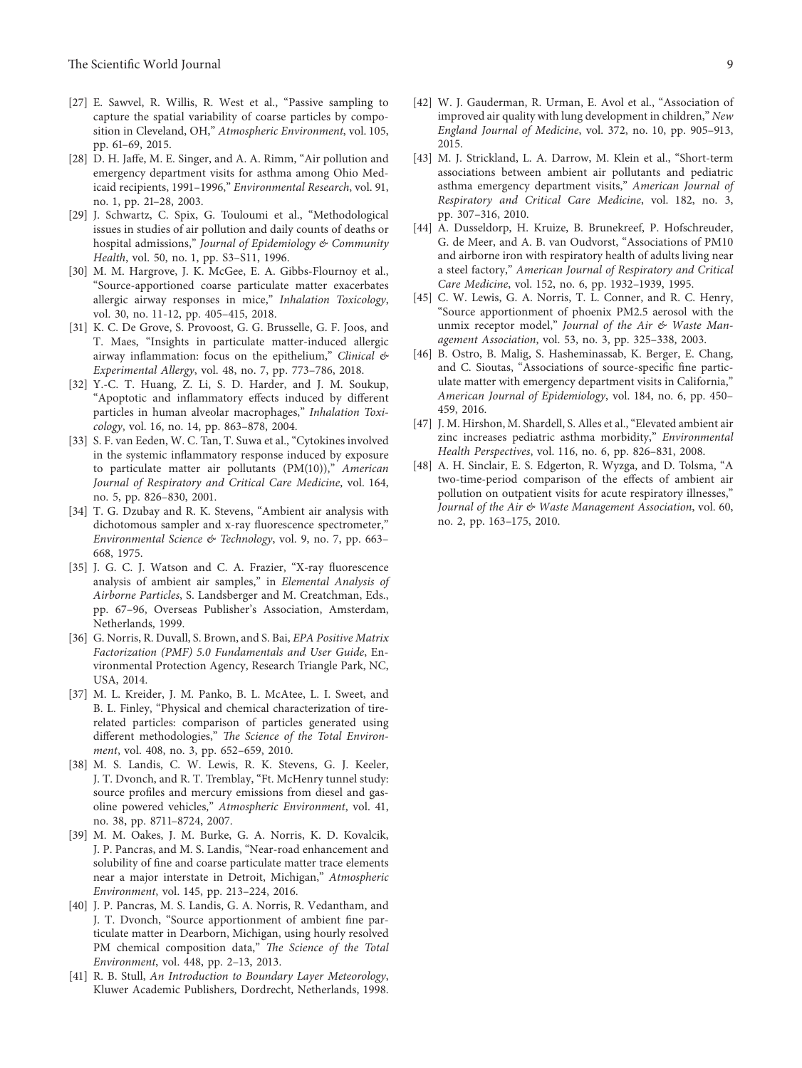[27] E. Sawvel, R. Willis, R. West et al., "Passive sampling to capture the spatial variability of coarse particles by composition in Cleveland, OH," *Atmospheric Environment*, vol. 105, pp. 61–69, 2015.

[28] D. H. Jaffe, M. E. Singer, and A. A. Rimm, "Air pollution and emergency department visits for asthma among Ohio Medicaid recipients, 1991–1996," *Environmental Research*, vol. 91, no. 1, pp. 21–28, 2003.

[29] J. Schwartz, C. Spix, G. Touloumi et al., "Methodological issues in studies of air pollution and daily counts of deaths or hospital admissions," *Journal of Epidemiology & Community Health*, vol. 50, no. 1, pp. S3–S11, 1996.

[30] M. M. Hargrove, J. K. McGee, E. A. Gibbs-Flournoy et al., "Source-apportioned coarse particulate matter exacerbates allergic airway responses in mice," *Inhalation Toxicology*, vol. 30, no. 11-12, pp. 405–415, 2018.

[31] K. C. De Grove, S. Provoost, G. G. Brusselle, G. F. Joos, and T. Maes, "Insights in particulate matter-induced allergic airway inflammation: focus on the epithelium," *Clinical & Experimental Allergy*, vol. 48, no. 7, pp. 773–786, 2018.

[32] Y.-C. T. Huang, Z. Li, S. D. Harder, and J. M. Soukup, "Apoptotic and inflammatory effects induced by different particles in human alveolar macrophages," *Inhalation Toxicology*, vol. 16, no. 14, pp. 863–878, 2004.

[33] S. F. van Eeden, W. C. Tan, T. Suwa et al., "Cytokines involved in the systemic inflammatory response induced by exposure to particulate matter air pollutants (PM(10))," *American Journal of Respiratory and Critical Care Medicine*, vol. 164, no. 5, pp. 826–830, 2001.

[34] T. G. Dzubay and R. K. Stevens, "Ambient air analysis with dichotomous sampler and x-ray fluorescence spectrometer," *Environmental Science & Technology*, vol. 9, no. 7, pp. 663–668, 1975.

[35] J. G. C. J. Watson and C. A. Frazier, "X-ray fluorescence analysis of ambient air samples," in *Elemental Analysis of Airborne Particles*, S. Landsberger and M. Creatchman, Eds., pp. 67–96, Overseas Publisher's Association, Amsterdam, Netherlands, 1999.

[36] G. Norris, R. Duvall, S. Brown, and S. Bai, *EPA Positive Matrix Factorization (PMF) 5.0 Fundamentals and User Guide*, Environmental Protection Agency, Research Triangle Park, NC, USA, 2014.

[37] M. L. Kreider, J. M. Panko, B. L. McAtee, L. I. Sweet, and B. L. Finley, "Physical and chemical characterization of tire-related particles: comparison of particles generated using different methodologies," *The Science of the Total Environment*, vol. 408, no. 3, pp. 652–659, 2010.

[38] M. S. Landis, C. W. Lewis, R. K. Stevens, G. J. Keeler, J. T. Dvonch, and R. T. Tremblay, "Ft. McHenry tunnel study: source profiles and mercury emissions from diesel and gasoline powered vehicles," *Atmospheric Environment*, vol. 41, no. 38, pp. 8711–8724, 2007.

[39] M. M. Oakes, J. M. Burke, G. A. Norris, K. D. Kovalcik, J. P. Pancras, and M. S. Landis, "Near-road enhancement and solubility of fine and coarse particulate matter trace elements near a major interstate in Detroit, Michigan," *Atmospheric Environment*, vol. 145, pp. 213–224, 2016.

[40] J. P. Pancras, M. S. Landis, G. A. Norris, R. Vedantham, and J. T. Dvonch, "Source apportionment of ambient fine particulate matter in Dearborn, Michigan, using hourly resolved PM chemical composition data," *The Science of the Total Environment*, vol. 448, pp. 2–13, 2013.

[41] R. B. Stull, *An Introduction to Boundary Layer Meteorology*, Kluwer Academic Publishers, Dordrecht, Netherlands, 1998.

[42] W. J. Gauderman, R. Urman, E. Avol et al., "Association of improved air quality with lung development in children," *New England Journal of Medicine*, vol. 372, no. 10, pp. 905–913, 2015.

[43] M. J. Strickland, L. A. Darrow, M. Klein et al., "Short-term associations between ambient air pollutants and pediatric asthma emergency department visits," *American Journal of Respiratory and Critical Care Medicine*, vol. 182, no. 3, pp. 307–316, 2010.

[44] A. Dusseldorp, H. Kruize, B. Brunekreef, P. Hofschreuder, G. de Meer, and A. B. van Oudvorst, "Associations of PM10 and airborne iron with respiratory health of adults living near a steel factory," *American Journal of Respiratory and Critical Care Medicine*, vol. 152, no. 6, pp. 1932–1939, 1995.

[45] C. W. Lewis, G. A. Norris, T. L. Conner, and R. C. Henry, "Source apportionment of phoenix PM2.5 aerosol with the unmix receptor model," *Journal of the Air & Waste Management Association*, vol. 53, no. 3, pp. 325–338, 2003.

[46] B. Ostro, B. Malig, S. Hasheminassab, K. Berger, E. Chang, and C. Sioutas, "Associations of source-specific fine particulate matter with emergency department visits in California," *American Journal of Epidemiology*, vol. 184, no. 6, pp. 450–459, 2016.

[47] J. M. Hirshon, M. Shardell, S. Alles et al., "Elevated ambient air zinc increases pediatric asthma morbidity," *Environmental Health Perspectives*, vol. 116, no. 6, pp. 826–831, 2008.

[48] A. H. Sinclair, E. S. Edgerton, R. Wyzga, and D. Tolsma, "A two-time-period comparison of the effects of ambient air pollution on outpatient visits for acute respiratory illnesses," *Journal of the Air & Waste Management Association*, vol. 60, no. 2, pp. 163–175, 2010.